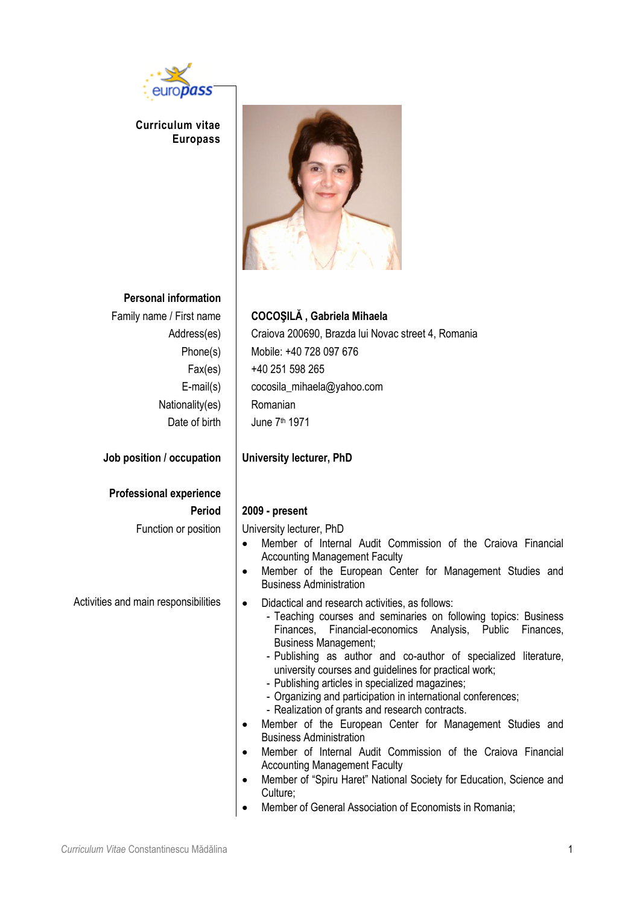# Curriculum vitae Europass

## Personal information

| | |
|---|---|
| Family name / First name | **COCOŞILĂ , Gabriela Mihaela** |
| Address(es) | Craiova 200690, Brazda lui Novac street 4, Romania |
| Phone(s) | Mobile: +40 728 097 676 |
| Fax(es) | +40 251 598 265 |
| E-mail(s) | cocosila_mihaela@yahoo.com |
| Nationality(es) | Romanian |
| Date of birth | June 7th 1971 |

**Job position / occupation** — **University lecturer, PhD**

## Professional experience

**Period** — **2009 - present**

**Function or position**

University lecturer, PhD

- Member of Internal Audit Commission of the Craiova Financial Accounting Management Faculty
- Member of the European Center for Management Studies and Business Administration

**Activities and main responsibilities**

- Didactical and research activities, as follows:
  - Teaching courses and seminaries on following topics: Business Finances, Financial-economics Analysis, Public Finances, Business Management;
  - Publishing as author and co-author of specialized literature, university courses and guidelines for practical work;
  - Publishing articles in specialized magazines;
  - Organizing and participation in international conferences;
  - Realization of grants and research contracts.
- Member of the European Center for Management Studies and Business Administration
- Member of Internal Audit Commission of the Craiova Financial Accounting Management Faculty
- Member of "Spiru Haret" National Society for Education, Science and Culture;
- Member of General Association of Economists in Romania;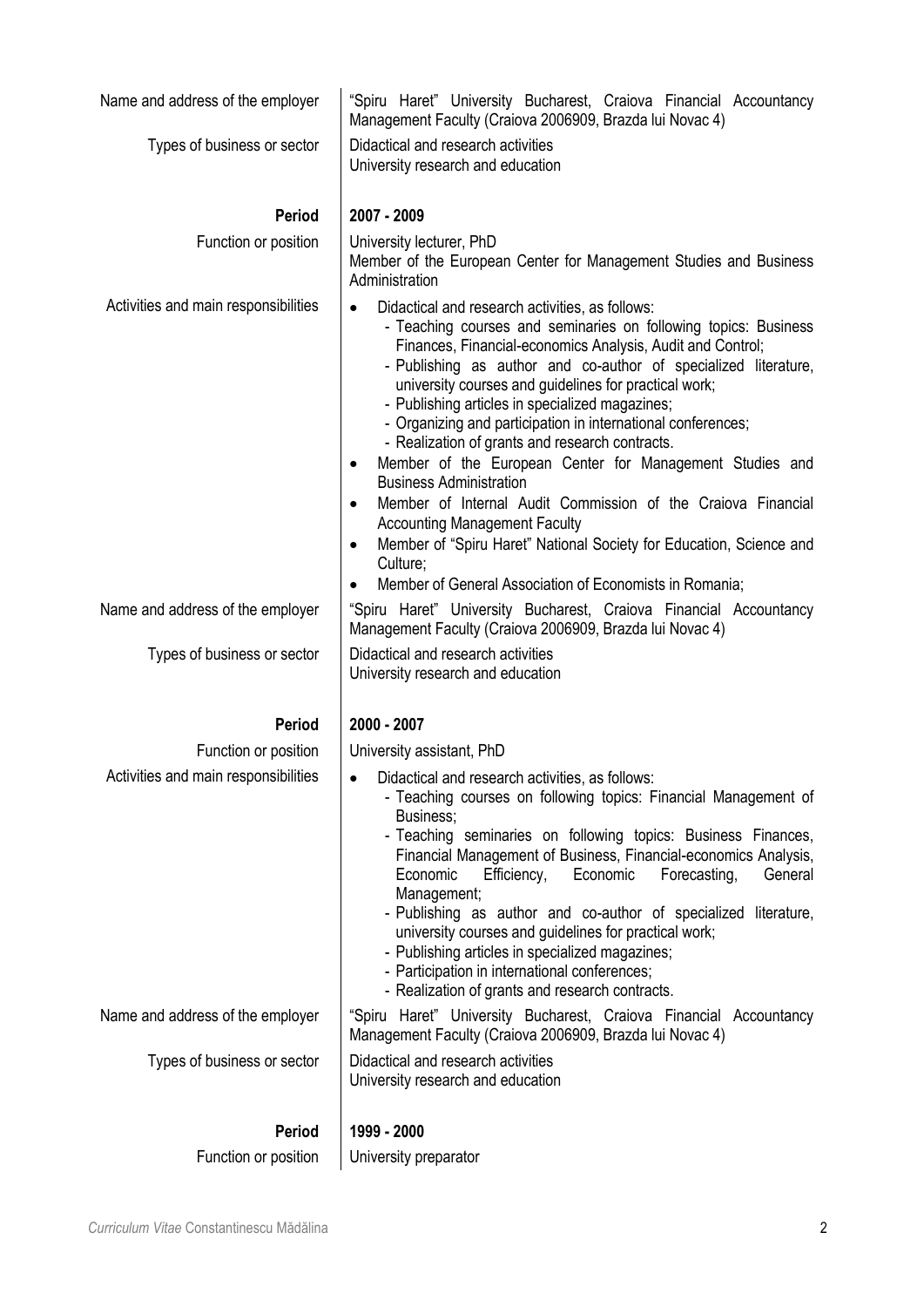| | |
|---|---|
| Name and address of the employer | "Spiru Haret" University Bucharest, Craiova Financial Accountancy Management Faculty (Craiova 2006909, Brazda lui Novac 4) |
| Types of business or sector | Didactical and research activities<br>University research and education |
| **Period** | **2007 - 2009** |
| Function or position | University lecturer, PhD<br>Member of the European Center for Management Studies and Business Administration |
| Activities and main responsibilities | • Didactical and research activities, as follows:<br>- Teaching courses and seminaries on following topics: Business Finances, Financial-economics Analysis, Audit and Control;<br>- Publishing as author and co-author of specialized literature, university courses and guidelines for practical work;<br>- Publishing articles in specialized magazines;<br>- Organizing and participation in international conferences;<br>- Realization of grants and research contracts.<br>• Member of the European Center for Management Studies and Business Administration<br>• Member of Internal Audit Commission of the Craiova Financial Accounting Management Faculty<br>• Member of "Spiru Haret" National Society for Education, Science and Culture;<br>• Member of General Association of Economists in Romania; |
| Name and address of the employer | "Spiru Haret" University Bucharest, Craiova Financial Accountancy Management Faculty (Craiova 2006909, Brazda lui Novac 4) |
| Types of business or sector | Didactical and research activities<br>University research and education |
| **Period** | **2000 - 2007** |
| Function or position | University assistant, PhD |
| Activities and main responsibilities | • Didactical and research activities, as follows:<br>- Teaching courses on following topics: Financial Management of Business;<br>- Teaching seminaries on following topics: Business Finances, Financial Management of Business, Financial-economics Analysis, Economic Efficiency, Economic Forecasting, General Management;<br>- Publishing as author and co-author of specialized literature, university courses and guidelines for practical work;<br>- Publishing articles in specialized magazines;<br>- Participation in international conferences;<br>- Realization of grants and research contracts. |
| Name and address of the employer | "Spiru Haret" University Bucharest, Craiova Financial Accountancy Management Faculty (Craiova 2006909, Brazda lui Novac 4) |
| Types of business or sector | Didactical and research activities<br>University research and education |
| **Period** | **1999 - 2000** |
| Function or position | University preparator |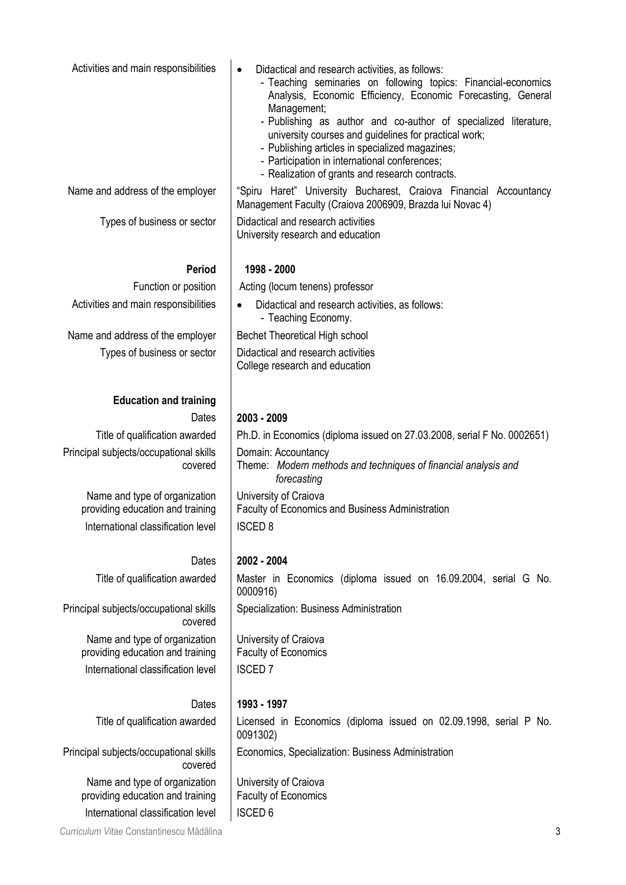| | |
|---|---|
| Activities and main responsibilities | • Didactical and research activities, as follows:<br>- Teaching seminaries on following topics: Financial-economics Analysis, Economic Efficiency, Economic Forecasting, General Management;<br>- Publishing as author and co-author of specialized literature, university courses and guidelines for practical work;<br>- Publishing articles in specialized magazines;<br>- Participation in international conferences;<br>- Realization of grants and research contracts. |
| Name and address of the employer | "Spiru Haret" University Bucharest, Craiova Financial Accountancy Management Faculty (Craiova 2006909, Brazda lui Novac 4) |
| Types of business or sector | Didactical and research activities<br>University research and education |
| **Period** | **1998 - 2000** |
| Function or position | Acting (locum tenens) professor |
| Activities and main responsibilities | • Didactical and research activities, as follows:<br>- Teaching Economy. |
| Name and address of the employer | Bechet Theoretical High school |
| Types of business or sector | Didactical and research activities<br>College research and education |

**Education and training**

| | |
|---|---|
| Dates | **2003 - 2009** |
| Title of qualification awarded | Ph.D. in Economics (diploma issued on 27.03.2008, serial F No. 0002651) |
| Principal subjects/occupational skills covered | Domain: Accountancy<br>Theme: *Modern methods and techniques of financial analysis and forecasting* |
| Name and type of organization providing education and training | University of Craiova<br>Faculty of Economics and Business Administration |
| International classification level | ISCED 8 |
| Dates | **2002 - 2004** |
| Title of qualification awarded | Master in Economics (diploma issued on 16.09.2004, serial G No. 0000916) |
| Principal subjects/occupational skills covered | Specialization: Business Administration |
| Name and type of organization providing education and training | University of Craiova<br>Faculty of Economics |
| International classification level | ISCED 7 |
| Dates | **1993 - 1997** |
| Title of qualification awarded | Licensed in Economics (diploma issued on 02.09.1998, serial P No. 0091302) |
| Principal subjects/occupational skills covered | Economics, Specialization: Business Administration |
| Name and type of organization providing education and training | University of Craiova<br>Faculty of Economics |
| International classification level | ISCED 6 |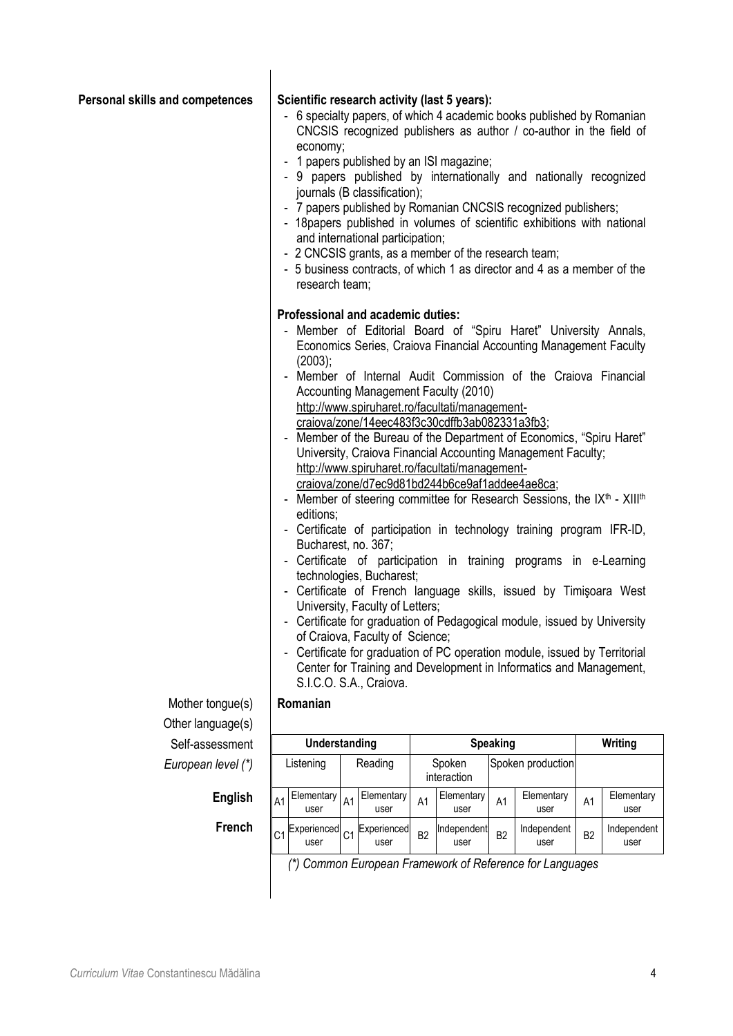**Personal skills and competences**

**Scientific research activity (last 5 years):**

- 6 specialty papers, of which 4 academic books published by Romanian CNCSIS recognized publishers as author / co-author in the field of economy;
- 1 papers published by an ISI magazine;
- 9 papers published by internationally and nationally recognized journals (B classification);
- 7 papers published by Romanian CNCSIS recognized publishers;
- 18papers published in volumes of scientific exhibitions with national and international participation;
- 2 CNCSIS grants, as a member of the research team;
- 5 business contracts, of which 1 as director and 4 as a member of the research team;

**Professional and academic duties:**

- Member of Editorial Board of "Spiru Haret" University Annals, Economics Series, Craiova Financial Accounting Management Faculty (2003);
- Member of Internal Audit Commission of the Craiova Financial Accounting Management Faculty (2010) http://www.spiruharet.ro/facultati/management-craiova/zone/14eec483f3c30cdffb3ab082331a3fb3;
- Member of the Bureau of the Department of Economics, "Spiru Haret" University, Craiova Financial Accounting Management Faculty; http://www.spiruharet.ro/facultati/management-craiova/zone/d7ec9d81bd244b6ce9af1addee4ae8ca;
- Member of steering committee for Research Sessions, the IX[th] - XIII[th] editions;
- Certificate of participation in technology training program IFR-ID, Bucharest, no. 367;
- Certificate of participation in training programs in e-Learning technologies, Bucharest;
- Certificate of French language skills, issued by Timişoara West University, Faculty of Letters;
- Certificate for graduation of Pedagogical module, issued by University of Craiova, Faculty of Science;
- Certificate for graduation of PC operation module, issued by Territorial Center for Training and Development in Informatics and Management, S.I.C.O. S.A., Craiova.

Mother tongue(s) **Romanian**

Other language(s)

| Self-assessment | Understanding | | Speaking | | Writing |
|---|---|---|---|---|---|
| *European level (\*)* | Listening | Reading | Spoken interaction | Spoken production | |
| **English** | A1 Elementary user | A1 Elementary user | A1 Elementary user | A1 Elementary user | A1 Elementary user |
| **French** | C1 Experienced user | C1 Experienced user | B2 Independent user | B2 Independent user | B2 Independent user |

*(\*) Common European Framework of Reference for Languages*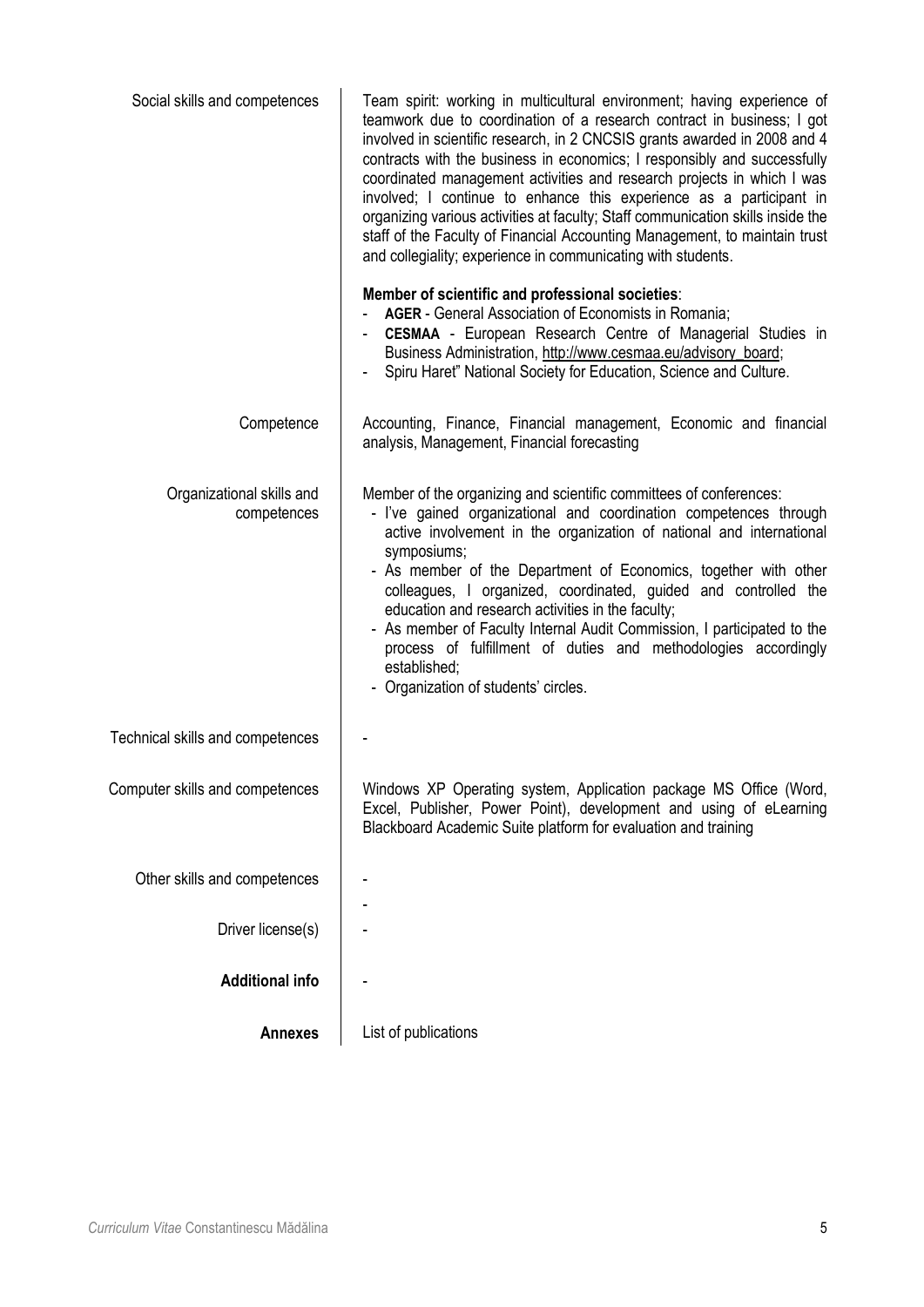| | |
|---|---|
| Social skills and competences | Team spirit: working in multicultural environment; having experience of teamwork due to coordination of a research contract in business; I got involved in scientific research, in 2 CNCSIS grants awarded in 2008 and 4 contracts with the business in economics; I responsibly and successfully coordinated management activities and research projects in which I was involved; I continue to enhance this experience as a participant in organizing various activities at faculty; Staff communication skills inside the staff of the Faculty of Financial Accounting Management, to maintain trust and collegiality; experience in communicating with students.<br><br>**Member of scientific and professional societies**:<br>- **AGER** - General Association of Economists in Romania;<br>- **CESMAA** - European Research Centre of Managerial Studies in Business Administration, http://www.cesmaa.eu/advisory_board;<br>- Spiru Haret" National Society for Education, Science and Culture. |
| Competence | Accounting, Finance, Financial management, Economic and financial analysis, Management, Financial forecasting |
| Organizational skills and competences | Member of the organizing and scientific committees of conferences:<br>- I've gained organizational and coordination competences through active involvement in the organization of national and international symposiums;<br>- As member of the Department of Economics, together with other colleagues, I organized, coordinated, guided and controlled the education and research activities in the faculty;<br>- As member of Faculty Internal Audit Commission, I participated to the process of fulfillment of duties and methodologies accordingly established;<br>- Organization of students' circles. |
| Technical skills and competences | - |
| Computer skills and competences | Windows XP Operating system, Application package MS Office (Word, Excel, Publisher, Power Point), development and using of eLearning Blackboard Academic Suite platform for evaluation and training |
| Other skills and competences | -<br>- |
| Driver license(s) | - |
| **Additional info** | - |
| **Annexes** | List of publications |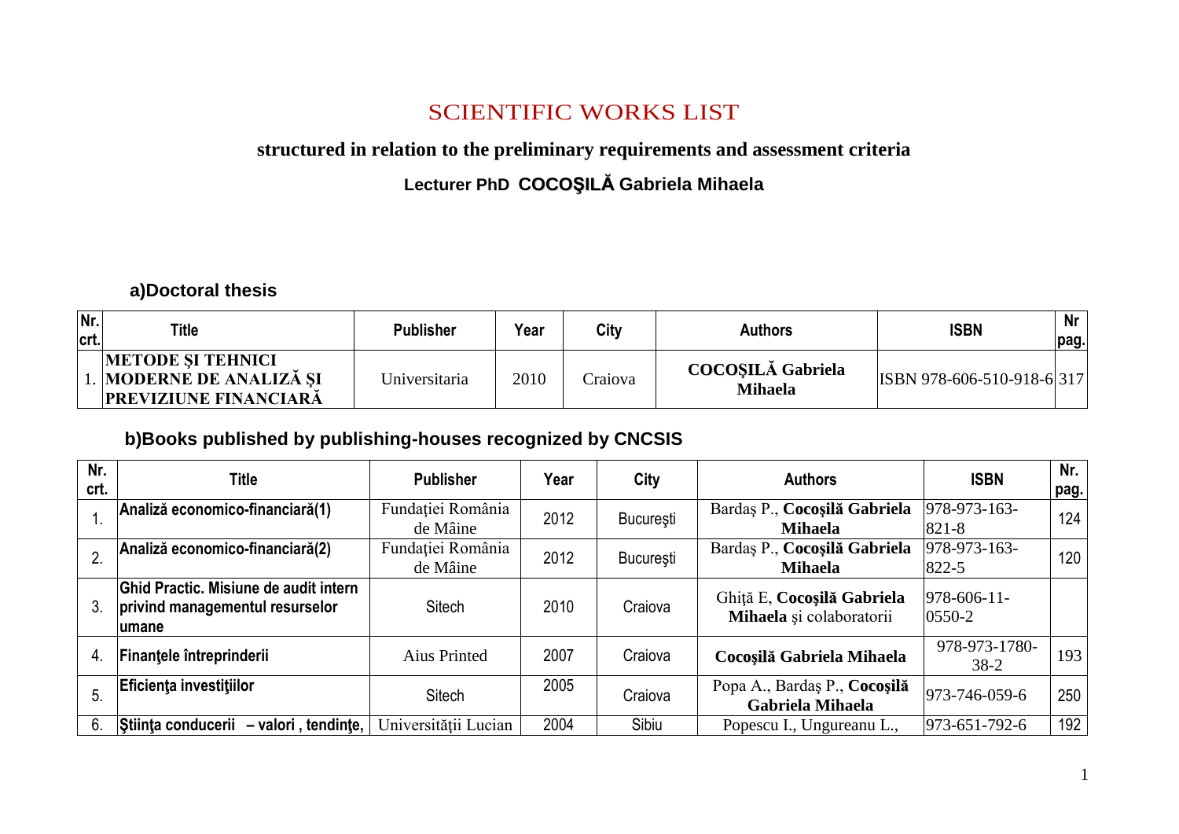# SCIENTIFIC WORKS LIST

**structured in relation to the preliminary requirements and assessment criteria**

**Lecturer PhD COCOŞILĂ Gabriela Mihaela**

## a)Doctoral thesis

| Nr. crt. | Title | Publisher | Year | City | Authors | ISBN | Nr pag. |
|---|---|---|---|---|---|---|---|
| 1. | **METODE ŞI TEHNICI MODERNE DE ANALIZĂ ŞI PREVIZIUNE FINANCIARĂ** | Universitaria | 2010 | Craiova | **COCOŞILĂ Gabriela Mihaela** | ISBN 978-606-510-918-6 | 317 |

## b)Books published by publishing-houses recognized by CNCSIS

| Nr. crt. | Title | Publisher | Year | City | Authors | ISBN | Nr. pag. |
|---|---|---|---|---|---|---|---|
| 1. | **Analiză economico-financiară(1)** | Fundaţiei România de Mâine | 2012 | Bucureşti | Bardaş P., **Cocoşilă Gabriela Mihaela** | 978-973-163-821-8 | 124 |
| 2. | **Analiză economico-financiară(2)** | Fundaţiei România de Mâine | 2012 | Bucureşti | Bardaş P., **Cocoşilă Gabriela Mihaela** | 978-973-163-822-5 | 120 |
| 3. | **Ghid Practic. Misiune de audit intern privind managementul resurselor umane** | Sitech | 2010 | Craiova | Ghiţă E, **Cocoşilă Gabriela Mihaela** şi colaboratorii | 978-606-11-0550-2 | |
| 4. | **Finanţele întreprinderii** | Aius Printed | 2007 | Craiova | **Cocoşilă Gabriela Mihaela** | 978-973-1780-38-2 | 193 |
| 5. | **Eficienţa investiţiilor** | Sitech | 2005 | Craiova | Popa A., Bardaş P., **Cocoşilă Gabriela Mihaela** | 973-746-059-6 | 250 |
| 6. | **Ştiinţa conducerii – valori , tendinţe,** | Universităţii Lucian | 2004 | Sibiu | Popescu I., Ungureanu L., | 973-651-792-6 | 192 |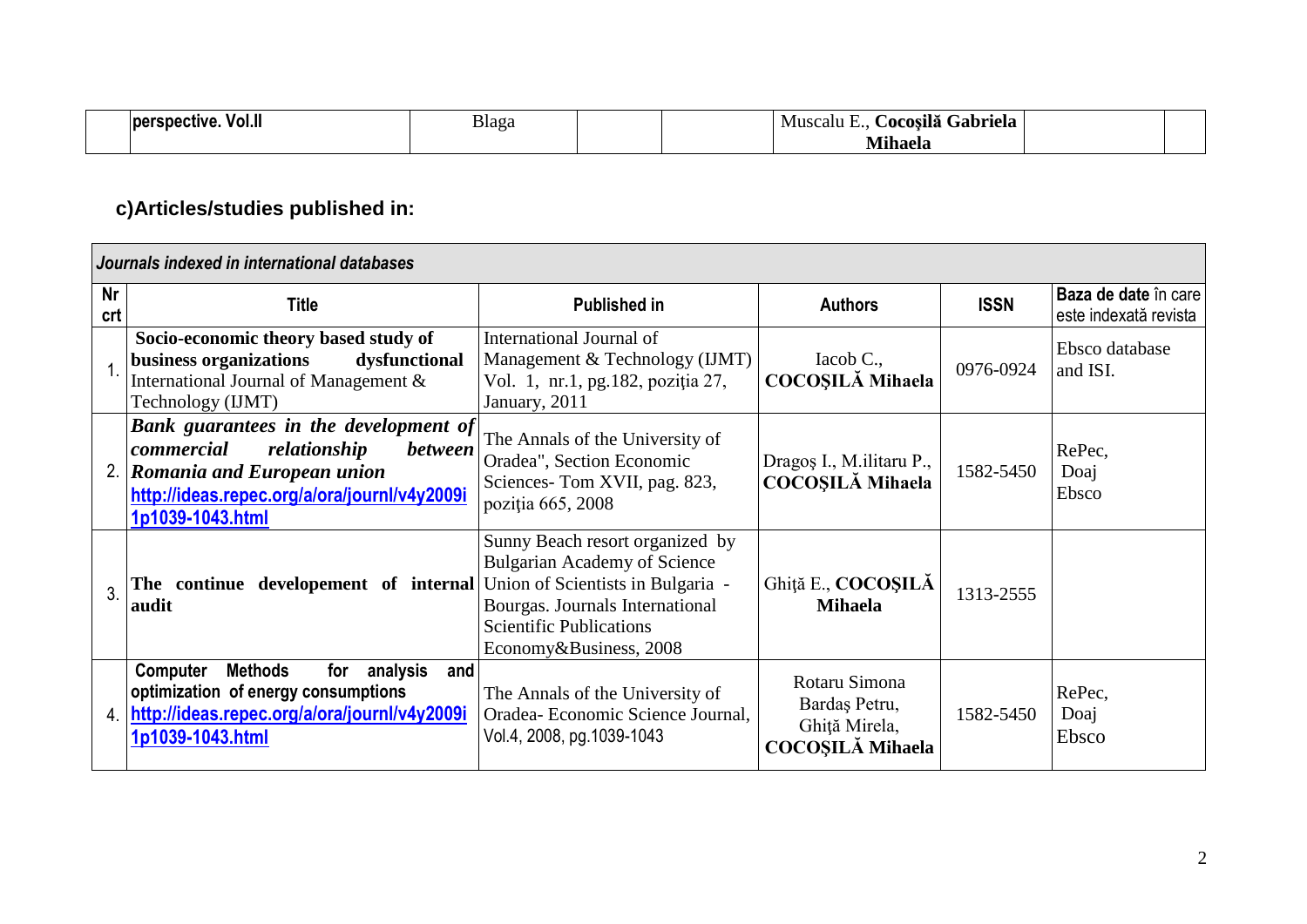| | perspective. Vol.II | Blaga | | | Muscalu E., **Cocoşilă Gabriela Mihaela** | | |
|---|---|---|---|---|---|---|---|

### c)Articles/studies published in:

| *Journals indexed in international databases* | | | | | |
|---|---|---|---|---|---|
| **Nr crt** | **Title** | **Published in** | **Authors** | **ISSN** | **Baza de date** în care este indexată revista |
| 1. | **Socio-economic theory based study of business organizations dysfunctional** International Journal of Management & Technology (IJMT) | International Journal of Management & Technology (IJMT) Vol. 1, nr.1, pg.182, poziţia 27, January, 2011 | Iacob C., **COCOŞILĂ Mihaela** | 0976-0924 | Ebsco database and ISI. |
| 2. | ***Bank guarantees in the development of commercial relationship between Romania and European union*** **http://ideas.repec.org/a/ora/journl/v4y2009i1p1039-1043.html** | The Annals of the University of Oradea", Section Economic Sciences- Tom XVII, pag. 823, poziţia 665, 2008 | Dragoş I., M.ilitaru P., **COCOŞILĂ Mihaela** | 1582-5450 | RePec, Doaj Ebsco |
| 3. | **The continue developement of internal audit** | Sunny Beach resort organized by Bulgarian Academy of Science Union of Scientists in Bulgaria - Bourgas. Journals International Scientific Publications Economy&Business, 2008 | Ghiţă E., **COCOŞILĂ Mihaela** | 1313-2555 | |
| 4. | **Computer Methods for analysis and optimization of energy consumptions** **http://ideas.repec.org/a/ora/journl/v4y2009i1p1039-1043.html** | The Annals of the University of Oradea- Economic Science Journal, Vol.4, 2008, pg.1039-1043 | Rotaru Simona Bardaş Petru, Ghiţă Mirela, **COCOŞILĂ Mihaela** | 1582-5450 | RePec, Doaj Ebsco |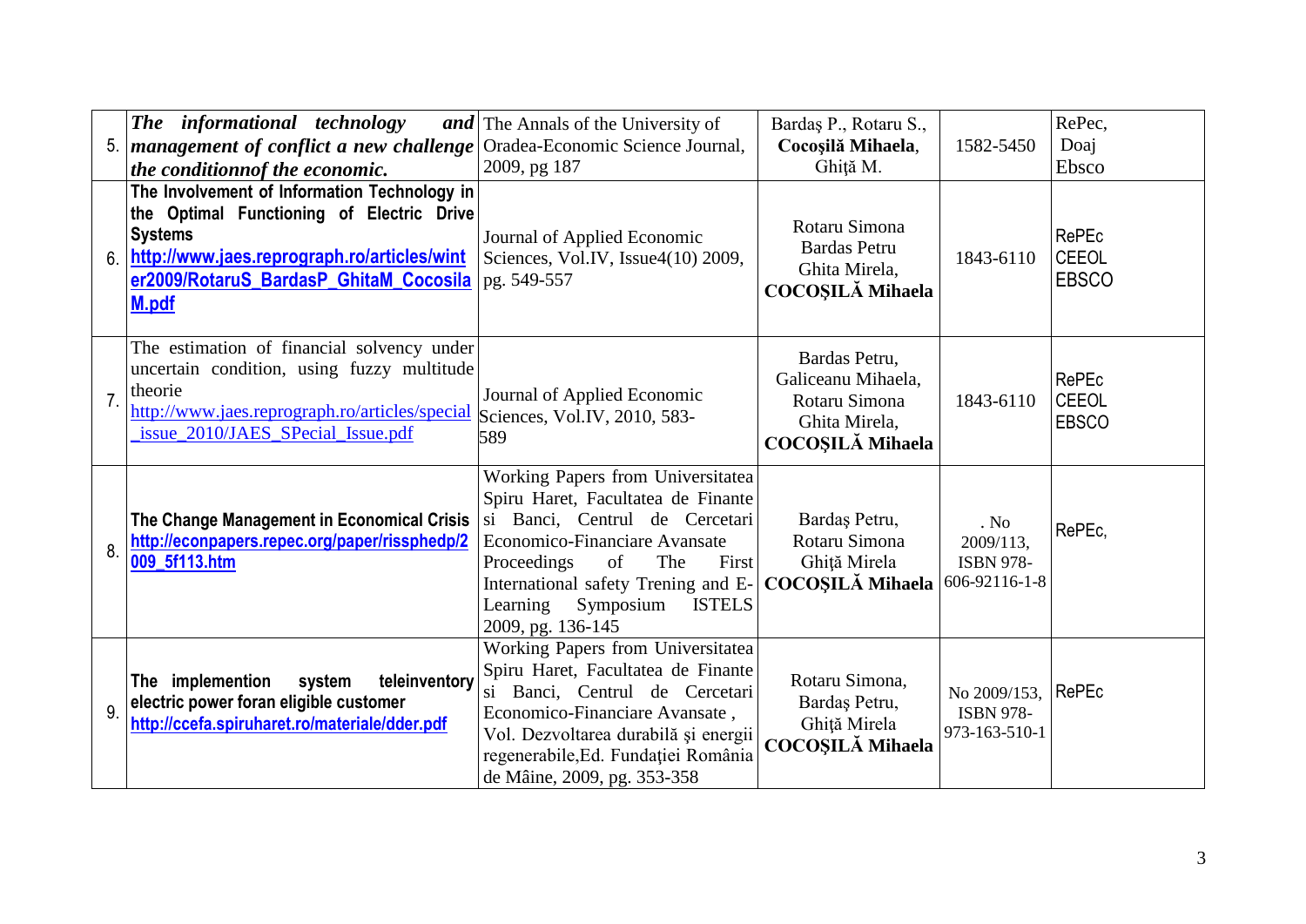| 5. | ***The informational technology and management of conflict a new challenge the conditionnof the economic.*** | The Annals of the University of Oradea-Economic Science Journal, 2009, pg 187 | Bardaş P., Rotaru S., **Cocoşilă Mihaela**, Ghiţă M. | 1582-5450 | RePec, Doaj Ebsco |
|---|---|---|---|---|---|
| 6. | **The Involvement of Information Technology in the Optimal Functioning of Electric Drive Systems** **http://www.jaes.reprograph.ro/articles/winter2009/RotaruS_BardasP_GhitaM_CocosilaM.pdf** | Journal of Applied Economic Sciences, Vol.IV, Issue4(10) 2009, pg. 549-557 | Rotaru Simona Bardas Petru Ghita Mirela, **COCOŞILĂ Mihaela** | 1843-6110 | RePEc CEEOL EBSCO |
| 7. | The estimation of financial solvency under uncertain condition, using fuzzy multitude theorie http://www.jaes.reprograph.ro/articles/special_issue_2010/JAES_SPecial_Issue.pdf | Journal of Applied Economic Sciences, Vol.IV, 2010, 583-589 | Bardas Petru, Galiceanu Mihaela, Rotaru Simona Ghita Mirela, **COCOŞILĂ Mihaela** | 1843-6110 | RePEc CEEOL EBSCO |
| 8. | **The Change Management in Economical Crisis** **http://econpapers.repec.org/paper/rissphedp/2009_5f113.htm** | Working Papers from Universitatea Spiru Haret, Facultatea de Finante si Banci, Centrul de Cercetari Economico-Financiare Avansate Proceedings of The First International safety Trening and E-Learning Symposium ISTELS 2009, pg. 136-145 | Bardaş Petru, Rotaru Simona Ghiţă Mirela **COCOŞILĂ Mihaela** | . No 2009/113, ISBN 978-606-92116-1-8 | RePEc, |
| 9. | **The implemention system teleinventory electric power foran eligible customer** **http://ccefa.spiruharet.ro/materiale/dder.pdf** | Working Papers from Universitatea Spiru Haret, Facultatea de Finante si Banci, Centrul de Cercetari Economico-Financiare Avansate , Vol. Dezvoltarea durabilă şi energii regenerabile,Ed. Fundaţiei România de Mâine, 2009, pg. 353-358 | Rotaru Simona, Bardaş Petru, Ghiţă Mirela **COCOŞILĂ Mihaela** | No 2009/153, ISBN 978-973-163-510-1 | RePEc |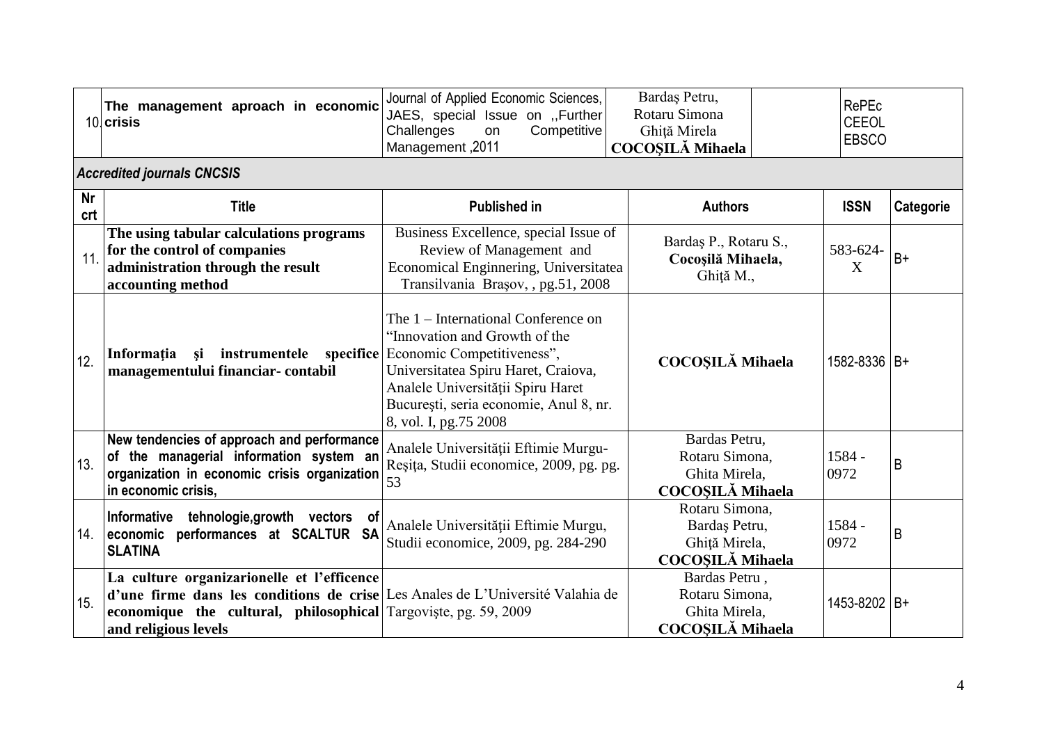| 10. | **The management aproach in economic crisis** | Journal of Applied Economic Sciences, JAES, special Issue on ,,Further Challenges on Competitive Management ,2011 | Bardaş Petru, Rotaru Simona Ghiţă Mirela **COCOŞILĂ Mihaela** | | RePEc CEEOL EBSCO |
|---|---|---|---|---|---|

***Accredited journals CNCSIS***

| Nr crt | Title | Published in | Authors | ISSN | Categorie |
|---|---|---|---|---|---|
| 11. | **The using tabular calculations programs for the control of companies administration through the result accounting method** | Business Excellence, special Issue of Review of Management and Economical Enginnering, Universitatea Transilvania Braşov, , pg.51, 2008 | Bardaş P., Rotaru S., **Cocoşilă Mihaela,** Ghiţă M., | 583-624-X | B+ |
| 12. | **Informaţia şi instrumentele specifice managementului financiar- contabil** | The 1 – International Conference on "Innovation and Growth of the Economic Competitiveness", Universitatea Spiru Haret, Craiova, Analele Universităţii Spiru Haret Bucureşti, seria economie, Anul 8, nr. 8, vol. I, pg.75 2008 | **COCOŞILĂ Mihaela** | 1582-8336 | B+ |
| 13. | **New tendencies of approach and performance of the managerial information system an organization in economic crisis organization in economic crisis,** | Analele Universităţii Eftimie Murgu-Reşiţa, Studii economice, 2009, pg. pg. 53 | Bardas Petru, Rotaru Simona, Ghita Mirela, **COCOŞILĂ Mihaela** | 1584 - 0972 | B |
| 14. | **Informative tehnologie,growth vectors of economic performances at SCALTUR SA SLATINA** | Analele Universităţii Eftimie Murgu, Studii economice, 2009, pg. 284-290 | Rotaru Simona, Bardaş Petru, Ghiţă Mirela, **COCOŞILĂ Mihaela** | 1584 - 0972 | B |
| 15. | **La culture organizarionelle et l'efficence d'une firme dans les conditions de crise economique the cultural, philosophical and religious levels** | Les Anales de L'Université Valahia de Targovişte, pg. 59, 2009 | Bardas Petru , Rotaru Simona, Ghita Mirela, **COCOŞILĂ Mihaela** | 1453-8202 | B+ |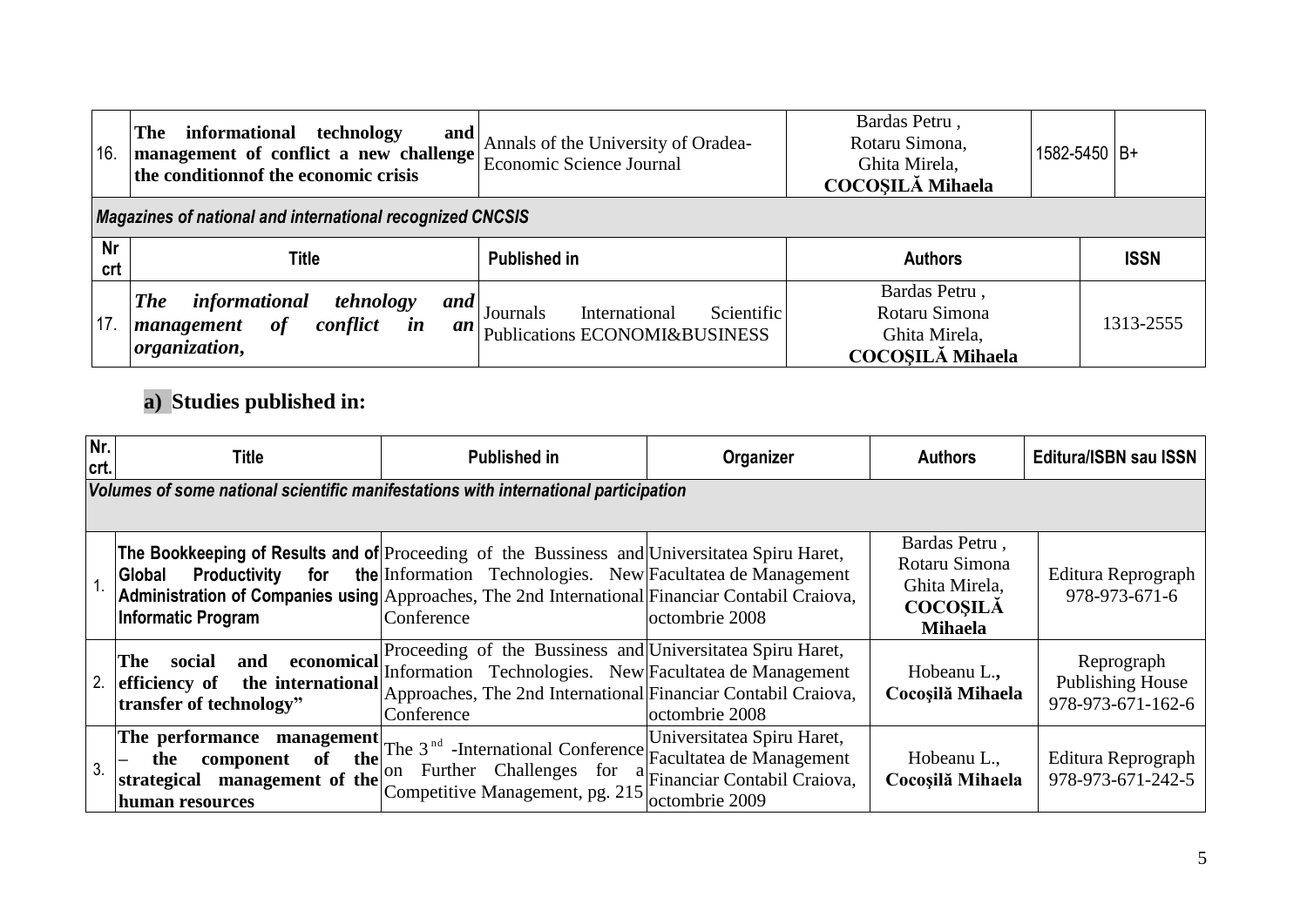| 16. | **The informational technology and management of conflict a new challenge the conditionnof the economic crisis** | Annals of the University of Oradea- Economic Science Journal | Bardas Petru , Rotaru Simona, Ghita Mirela, **COCOȘILĂ Mihaela** | 1582-5450 | B+ |
|---|---|---|---|---|---|

*Magazines of national and international recognized CNCSIS*

| Nr crt | Title | Published in | Authors | ISSN |
|---|---|---|---|---|
| 17. | ***The informational tehnology and management of conflict in an organization,*** | Journals International Scientific Publications ECONOMI&BUSINESS | Bardas Petru , Rotaru Simona Ghita Mirela, **COCOȘILĂ Mihaela** | 1313-2555 |

## a) Studies published in:

| Nr. crt. | Title | Published in | Organizer | Authors | Editura/ISBN sau ISSN |
|---|---|---|---|---|---|
| *Volumes of some national scientific manifestations with international participation* | | | | | |
| 1. | **The Bookkeeping of Results and of Global Productivity for the Administration of Companies using Informatic Program** | Proceeding of the Bussiness and Information Technologies. New Approaches, The 2nd International Conference | Universitatea Spiru Haret, Facultatea de Management Financiar Contabil Craiova, octombrie 2008 | Bardas Petru , Rotaru Simona Ghita Mirela, **COCOȘILĂ Mihaela** | Editura Reprograph 978-973-671-6 |
| 2. | **The social and economical efficiency of the international transfer of technology"** | Proceeding of the Bussiness and Information Technologies. New Approaches, The 2nd International Conference | Universitatea Spiru Haret, Facultatea de Management Financiar Contabil Craiova, octombrie 2008 | Hobeanu L.**,** **Cocoşilă Mihaela** | Reprograph Publishing House 978-973-671-162-6 |
| 3. | **The performance management – the component of the strategical management of the human resources** | The 3[nd] -International Conference on Further Challenges for a Competitive Management, pg. 215 | Universitatea Spiru Haret, Facultatea de Management Financiar Contabil Craiova, octombrie 2009 | Hobeanu L., **Cocoşilă Mihaela** | Editura Reprograph 978-973-671-242-5 |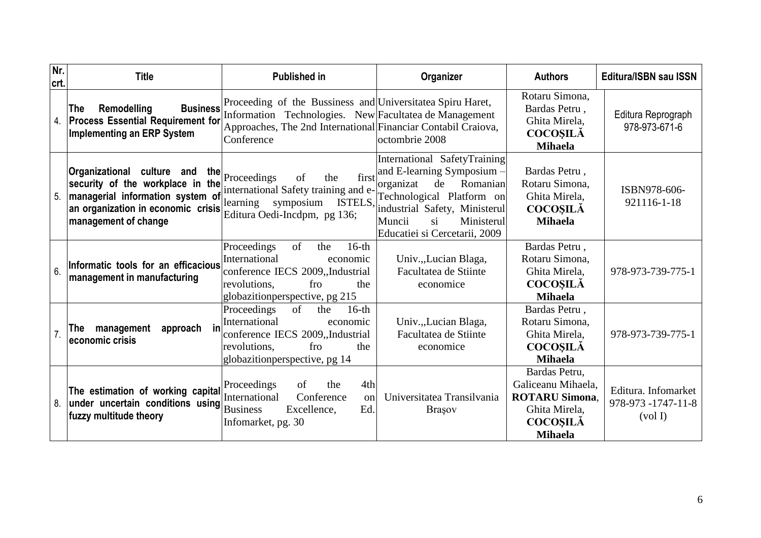| Nr. crt. | Title | Published in | Organizer | Authors | Editura/ISBN sau ISSN |
|---|---|---|---|---|---|
| 4. | **The Remodelling Business Process Essential Requirement for Implementing an ERP System** | Proceeding of the Bussiness and Information Technologies. New Approaches, The 2nd International Conference | Universitatea Spiru Haret, Facultatea de Management Financiar Contabil Craiova, octombrie 2008 | Rotaru Simona, Bardas Petru , Ghita Mirela, **COCOȘILĂ Mihaela** | Editura Reprograph 978-973-671-6 |
| 5. | **Organizational culture and the security of the workplace in the managerial information system of an organization in economic crisis management of change** | Proceedings of the first international Safety training and e-learning symposium ISTELS, Editura Oedi-Incdpm, pg 136; | International SafetyTraining and E-learning Symposium – organizat de Romanian Technological Platform on industrial Safety, Ministerul Muncii si Ministerul Educatiei si Cercetarii, 2009 | Bardas Petru , Rotaru Simona, Ghita Mirela, **COCOȘILĂ Mihaela** | ISBN978-606-921116-1-18 |
| 6. | **Informatic tools for an efficacious management in manufacturing** | Proceedings of the 16-th International economic conference IECS 2009,,Industrial revolutions, fro the globazitionperspective, pg 215 | Univ.,,Lucian Blaga, Facultatea de Stiinte economice | Bardas Petru , Rotaru Simona, Ghita Mirela, **COCOȘILĂ Mihaela** | 978-973-739-775-1 |
| 7. | **The management approach in economic crisis** | Proceedings of the 16-th International economic conference IECS 2009,,Industrial revolutions, fro the globazitionperspective, pg 14 | Univ.,,Lucian Blaga, Facultatea de Stiinte economice | Bardas Petru , Rotaru Simona, Ghita Mirela, **COCOȘILĂ Mihaela** | 978-973-739-775-1 |
| 8. | **The estimation of working capital under uncertain conditions using fuzzy multitude theory** | Proceedings of the 4th International Conference on Business Excellence, Ed. Infomarket, pg. 30 | Universitatea Transilvania Brașov | Bardas Petru, Galiceanu Mihaela, **ROTARU Simona**, Ghita Mirela, **COCOȘILĂ Mihaela** | Editura. Infomarket 978-973 -1747-11-8 (vol I) |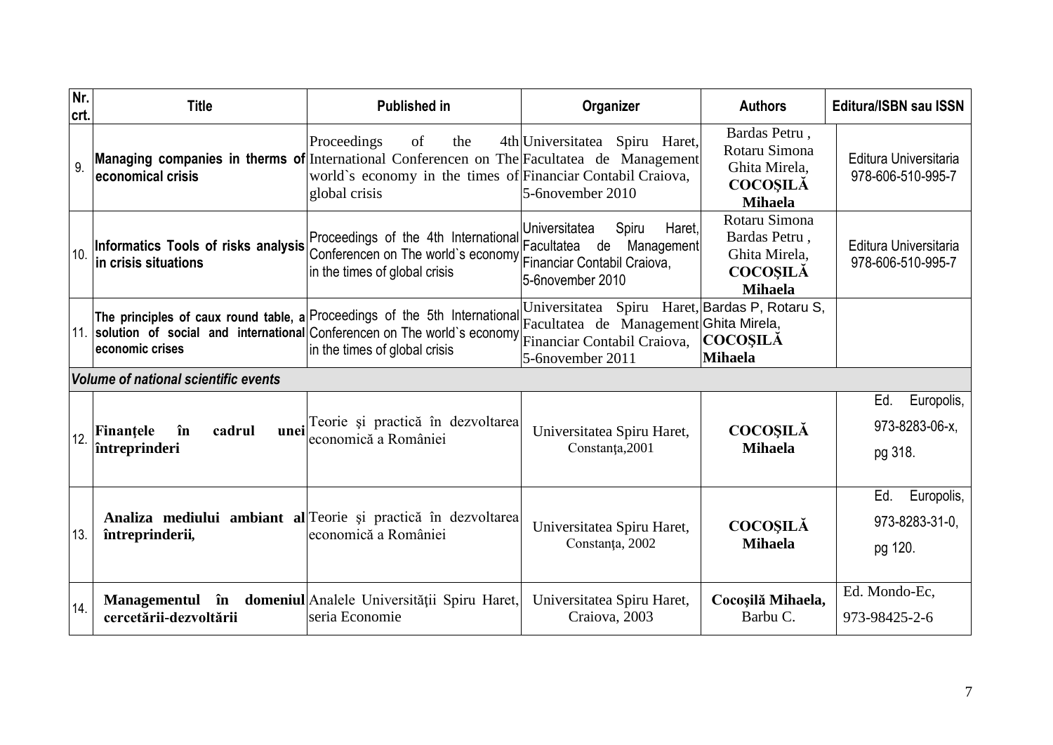| Nr. crt. | Title | Published in | Organizer | Authors | Editura/ISBN sau ISSN |
|---|---|---|---|---|---|
| 9. | **Managing companies in therms of economical crisis** | Proceedings of the 4th International Conferencen on The world`s economy in the times of global crisis | Universitatea Spiru Haret, Facultatea de Management Financiar Contabil Craiova, 5-6november 2010 | Bardas Petru , Rotaru Simona Ghita Mirela, **COCOȘILĂ Mihaela** | Editura Universitaria 978-606-510-995-7 |
| 10. | **Informatics Tools of risks analysis in crisis situations** | Proceedings of the 4th International Conferencen on The world`s economy in the times of global crisis | Universitatea Spiru Haret, Facultatea de Management Financiar Contabil Craiova, 5-6november 2010 | Rotaru Simona Bardas Petru , Ghita Mirela, **COCOȘILĂ Mihaela** | Editura Universitaria 978-606-510-995-7 |
| 11. | **The principles of caux round table, a solution of social and international economic crises** | Proceedings of the 5th International Conferencen on The world`s economy in the times of global crisis | Universitatea Spiru Haret, Facultatea de Management Financiar Contabil Craiova, 5-6november 2011 | Bardas P, Rotaru S, Ghita Mirela, **COCOȘILĂ Mihaela** | |
| ***Volume of national scientific events*** | | | | | |
| 12. | **Finanțele în cadrul unei întreprinderi** | Teorie și practică în dezvoltarea economică a României | Universitatea Spiru Haret, Constanța,2001 | **COCOȘILĂ Mihaela** | Ed. Europolis, 973-8283-06-x, pg 318. |
| 13. | **Analiza mediului ambiant al întreprinderii,** | Teorie și practică în dezvoltarea economică a României | Universitatea Spiru Haret, Constanța, 2002 | **COCOȘILĂ Mihaela** | Ed. Europolis, 973-8283-31-0, pg 120. |
| 14. | **Managementul în domeniul cercetării-dezvoltării** | Analele Universității Spiru Haret, seria Economie | Universitatea Spiru Haret, Craiova, 2003 | **Cocoșilă Mihaela,** Barbu C. | Ed. Mondo-Ec, 973-98425-2-6 |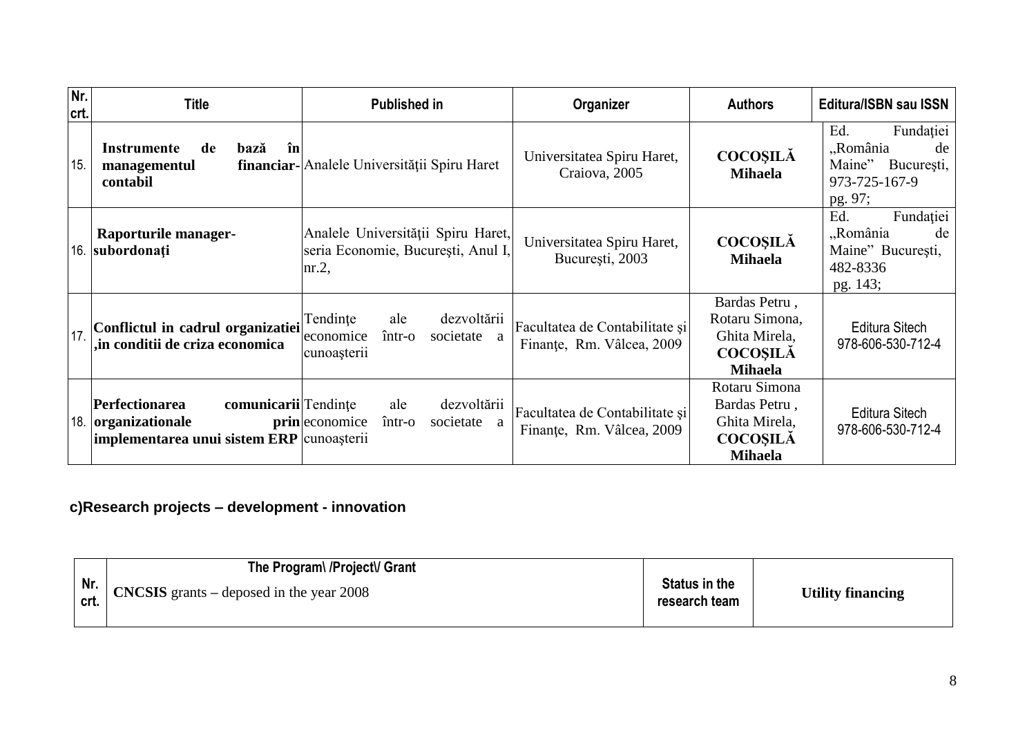| Nr. crt. | Title | Published in | Organizer | Authors | Editura/ISBN sau ISSN |
|---|---|---|---|---|---|
| 15. | **Instrumente de bază în managementul financiar-contabil** | Analele Universității Spiru Haret | Universitatea Spiru Haret, Craiova, 2005 | **COCOȘILĂ Mihaela** | Ed. Fundației „România de Maine" București, 973-725-167-9 pg. 97; |
| 16. | **Raporturile manager-subordonați** | Analele Universității Spiru Haret, seria Economie, București, Anul I, nr.2, | Universitatea Spiru Haret, București, 2003 | **COCOȘILĂ Mihaela** | Ed. Fundației „România de Maine" București, 482-8336 pg. 143; |
| 17. | **Conflictul in cadrul organizatiei ,in conditii de criza economica** | Tendințe ale dezvoltării economice într-o societate a cunoașterii | Facultatea de Contabilitate şi Finanțe, Rm. Vâlcea, 2009 | Bardas Petru , Rotaru Simona, Ghita Mirela, **COCOȘILĂ Mihaela** | Editura Sitech 978-606-530-712-4 |
| 18. | **Perfectionarea comunicarii organizationale prin implementarea unui sistem ERP** | Tendințe ale dezvoltării economice într-o societate a cunoașterii | Facultatea de Contabilitate şi Finanțe, Rm. Vâlcea, 2009 | Rotaru Simona Bardas Petru , Ghita Mirela, **COCOȘILĂ Mihaela** | Editura Sitech 978-606-530-712-4 |

**c)Research projects – development - innovation**

| Nr. crt. | The Program\ /Project\/ Grant<br>**CNCSIS** grants – deposed in the year 2008 | Status in the research team | **Utility financing** |
|---|---|---|---|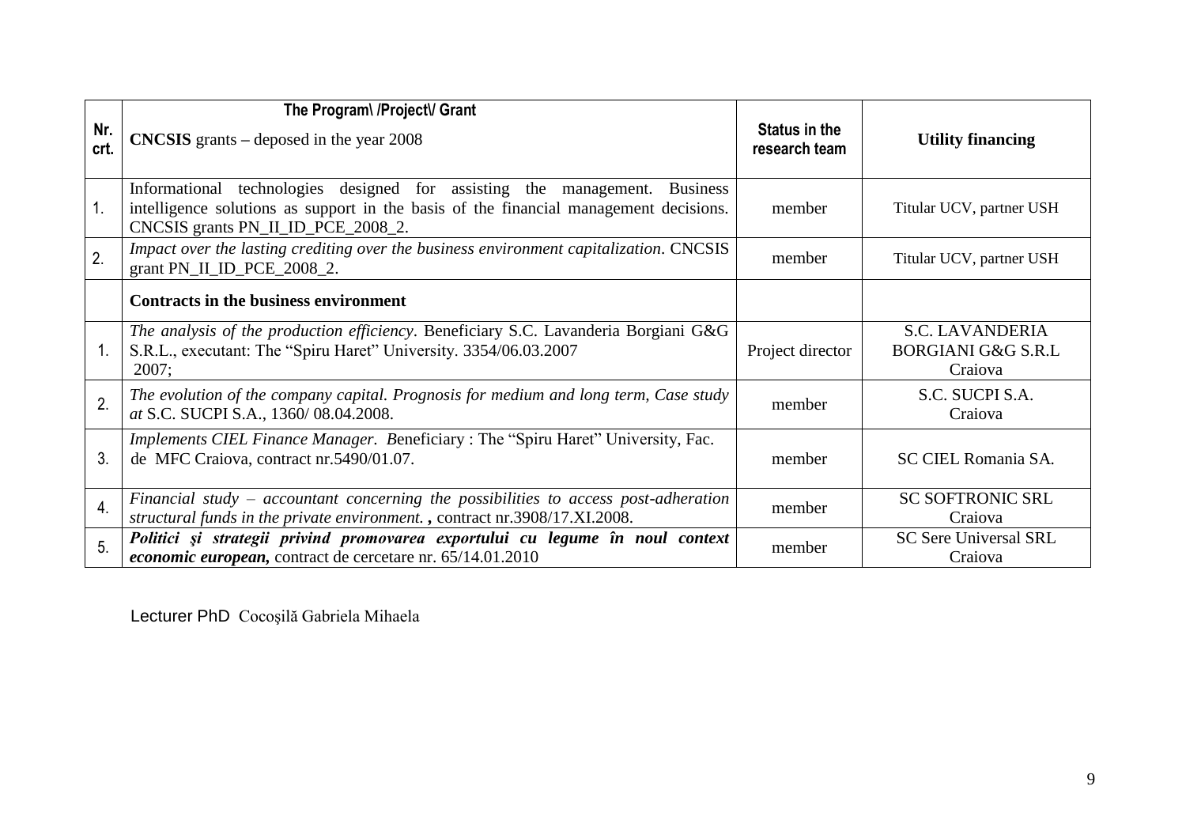| Nr. crt. | **The Program\ /Project\/ Grant** **CNCSIS** grants – deposed in the year 2008 | **Status in the research team** | **Utility financing** |
|---|---|---|---|
| 1. | Informational technologies designed for assisting the management. Business intelligence solutions as support in the basis of the financial management decisions. CNCSIS grants PN_II_ID_PCE_2008_2. | member | Titular UCV, partner USH |
| 2. | *Impact over the lasting crediting over the business environment capitalization*. CNCSIS grant PN_II_ID_PCE_2008_2. | member | Titular UCV, partner USH |
| | **Contracts in the business environment** | | |
| 1. | *The analysis of the production efficiency*. Beneficiary S.C. Lavanderia Borgiani G&G S.R.L., executant: The "Spiru Haret" University. 3354/06.03.2007 2007; | Project director | S.C. LAVANDERIA BORGIANI G&G S.R.L Craiova |
| 2. | *The evolution of the company capital. Prognosis for medium and long term, Case study at* S.C. SUCPI S.A., 1360/ 08.04.2008. | member | S.C. SUCPI S.A. Craiova |
| 3. | *Implements CIEL Finance Manager. B*eneficiary : The "Spiru Haret" University, Fac. de MFC Craiova, contract nr.5490/01.07. | member | SC CIEL Romania SA. |
| 4. | *Financial study – accountant concerning the possibilities to access post-adheration structural funds in the private environment.* **,** contract nr.3908/17.XI.2008. | member | SC SOFTRONIC SRL Craiova |
| 5. | ***Politici şi strategii privind promovarea exportului cu legume în noul context economic european,*** contract de cercetare nr. 65/14.01.2010 | member | SC Sere Universal SRL Craiova |

Lecturer PhD Cocoşilă Gabriela Mihaela